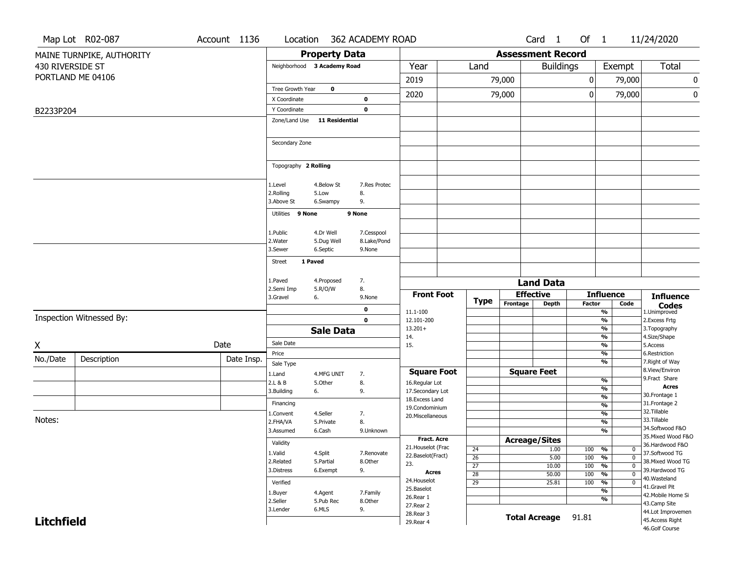Map Lot R02-087 | Account 1136 | Location 362 ACADEMY ROAD | Card 1 Of 1 | 11/24/2020

MAINE TURNPIKE, AUTHORITY
430 RIVERSIDE ST
PORTLAND ME 04106

B2233P204

## Property Data

Neighborhood **3 Academy Road**

Tree Growth Year **0**
X Coordinate **0**
Y Coordinate **0**
Zone/Land Use **11 Residential**

Secondary Zone

Topography **2 Rolling**

| | | |
|---|---|---|
| 1.Level | 4.Below St | 7.Res Protec |
| 2.Rolling | 5.Low | 8. |
| 3.Above St | 6.Swampy | 9. |

Utilities **9 None** **9 None**

| | | |
|---|---|---|
| 1.Public | 4.Dr Well | 7.Cesspool |
| 2.Water | 5.Dug Well | 8.Lake/Pond |
| 3.Sewer | 6.Septic | 9.None |

Street **1 Paved**

| | | |
|---|---|---|
| 1.Paved | 4.Proposed | 7. |
| 2.Semi Imp | 5.R/O/W | 8. |
| 3.Gravel | 6. | 9.None |

**0**
**0**

## Assessment Record

| Year | Land | Buildings | Exempt | Total |
|---|---|---|---|---|
| 2019 | 79,000 | 0 | 79,000 | 0 |
| 2020 | 79,000 | 0 | 79,000 | 0 |

Inspection Witnessed By:

X Date

| No./Date | Description | Date Insp. |
|---|---|---|
| | | |
| | | |
| | | |

Notes:

## Sale Data

Sale Date
Price
Sale Type

| | | |
|---|---|---|
| 1.Land | 4.MFG UNIT | 7. |
| 2.L & B | 5.Other | 8. |
| 3.Building | 6. | 9. |

Financing

| | | |
|---|---|---|
| 1.Convent | 4.Seller | 7. |
| 2.FHA/VA | 5.Private | 8. |
| 3.Assumed | 6.Cash | 9.Unknown |

Validity

| | | |
|---|---|---|
| 1.Valid | 4.Split | 7.Renovate |
| 2.Related | 5.Partial | 8.Other |
| 3.Distress | 6.Exempt | 9. |

Verified

| | | |
|---|---|---|
| 1.Buyer | 4.Agent | 7.Family |
| 2.Seller | 5.Pub Rec | 8.Other |
| 3.Lender | 6.MLS | 9. |

## Land Data

**Front Foot**: 11.1-100, 12.101-200, 13.201+, 14., 15.

**Square Foot**: 16.Regular Lot, 17.Secondary Lot, 18.Excess Land, 19.Condominium, 20.Miscellaneous

**Fract. Acre**: 21.Houselot (Frac, 22.Baselot(Fract), 23.

**Acres**: 24.Houselot, 25.Baselot, 26.Rear 1, 27.Rear 2, 28.Rear 3, 29.Rear 4

### Acreage/Sites

| Type | Acreage/Sites | Influence Factor | Code |
|---|---|---|---|
| 24 | 1.00 | 100 % | 0 |
| 26 | 5.00 | 100 % | 0 |
| 27 | 10.00 | 100 % | 0 |
| 28 | 50.00 | 100 % | 0 |
| 29 | 25.81 | 100 % | 0 |

**Total Acreage** 91.81

**Influence Codes**: 1.Unimproved, 2.Excess Frtg, 3.Topography, 4.Size/Shape, 5.Access, 6.Restriction, 7.Right of Way, 8.View/Environ, 9.Fract Share

**Acres**: 30.Frontage 1, 31.Frontage 2, 32.Tillable, 33.Tillable, 34.Softwood F&O, 35.Mixed Wood F&O, 36.Hardwood F&O, 37.Softwood TG, 38.Mixed Wood TG, 39.Hardwood TG, 40.Wasteland, 41.Gravel Pit, 42.Mobile Home Si, 43.Camp Site, 44.Lot Improvemen, 45.Access Right, 46.Golf Course

**Litchfield**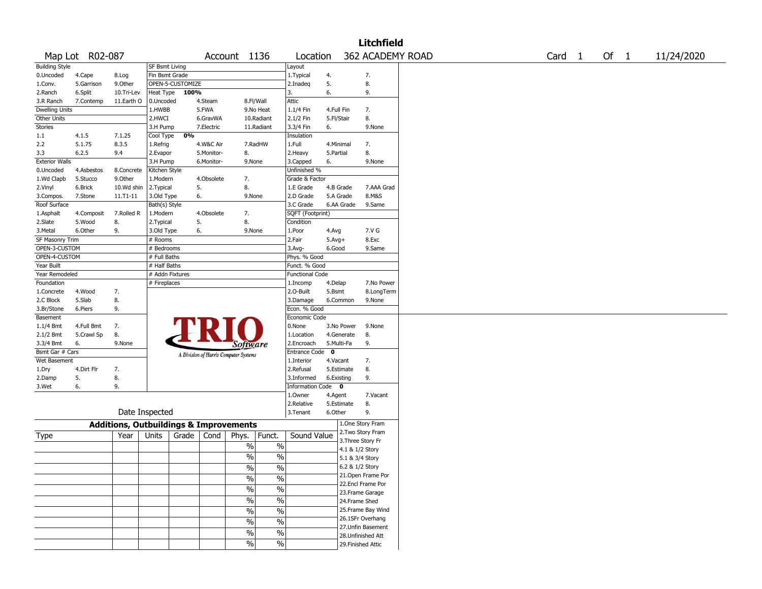# Litchfield

Map Lot R02-087 | Account 1136 | Location 362 ACADEMY ROAD | Card 1 Of 1 | 11/24/2020

| Building Style | | | SF Bsmt Living | | | Layout | | |
|---|---|---|---|---|---|---|---|---|
| 0.Uncoded | 4.Cape | 8.Log | Fin Bsmt Grade | | | 1.Typical | 4. | 7. |
| 1.Conv. | 5.Garrison | 9.Other | OPEN-5-CUSTOMIZE | | | 2.Inadeq | 5. | 8. |
| 2.Ranch | 6.Split | 10.Tri-Lev | Heat Type 100% | | | 3. | 6. | 9. |
| 3.R Ranch | 7.Contemp | 11.Earth O | 0.Uncoded | 4.Steam | 8.Fl/Wall | Attic | | |
| Dwelling Units | | | 1.HWBB | 5.FWA | 9.No Heat | 1.1/4 Fin | 4.Full Fin | 7. |
| Other Units | | | 2.HWCI | 6.GravWA | 10.Radiant | 2.1/2 Fin | 5.Fl/Stair | 8. |
| Stories | | | 3.H Pump | 7.Electric | 11.Radiant | 3.3/4 Fin | 6. | 9.None |
| 1.1 | 4.1.5 | 7.1.25 | Cool Type 0% | | | Insulation | | |
| 2.2 | 5.1.75 | 8.3.5 | 1.Refrig | 4.W&C Air | 7.RadHW | 1.Full | 4.Minimal | 7. |
| 3.3 | 6.2.5 | 9.4 | 2.Evapor | 5.Monitor- | 8. | 2.Heavy | 5.Partial | 8. |
| Exterior Walls | | | 3.H Pump | 6.Monitor- | 9.None | 3.Capped | 6. | 9.None |
| 0.Uncoded | 4.Asbestos | 8.Concrete | Kitchen Style | | | Unfinished % | | |
| 1.Wd Clapb | 5.Stucco | 9.Other | 1.Modern | 4.Obsolete | 7. | Grade & Factor | | |
| 2.Vinyl | 6.Brick | 10.Wd shin | 2.Typical | 5. | 8. | 1.E Grade | 4.B Grade | 7.AAA Grad |
| 3.Compos. | 7.Stone | 11.T1-11 | 3.Old Type | 6. | 9.None | 2.D Grade | 5.A Grade | 8.M&S |
| Roof Surface | | | Bath(s) Style | | | 3.C Grade | 6.AA Grade | 9.Same |
| 1.Asphalt | 4.Composit | 7.Rolled R | 1.Modern | 4.Obsolete | 7. | SQFT (Footprint) | | |
| 2.Slate | 5.Wood | 8. | 2.Typical | 5. | 8. | Condition | | |
| 3.Metal | 6.Other | 9. | 3.Old Type | 6. | 9.None | 1.Poor | 4.Avg | 7.V G |
| SF Masonry Trim | | | # Rooms | | | 2.Fair | 5.Avg+ | 8.Exc |
| OPEN-3-CUSTOM | | | # Bedrooms | | | 3.Avg- | 6.Good | 9.Same |
| OPEN-4-CUSTOM | | | # Full Baths | | | Phys. % Good | | |
| Year Built | | | # Half Baths | | | Funct. % Good | | |
| Year Remodeled | | | # Addn Fixtures | | | Functional Code | | |
| Foundation | | | # Fireplaces | | | 1.Incomp | 4.Delap | 7.No Power |
| 1.Concrete | 4.Wood | 7. | | | | 2.O-Built | 5.Bsmt | 8.LongTerm |
| 2.C Block | 5.Slab | 8. | | | | 3.Damage | 6.Common | 9.None |
| 3.Br/Stone | 6.Piers | 9. | | | | Econ. % Good | | |
| Basement | | | | | | Economic Code | | |
| 1.1/4 Bmt | 4.Full Bmt | 7. | | | | 0.None | 3.No Power | 9.None |
| 2.1/2 Bmt | 5.Crawl Sp | 8. | | | | 1.Location | 4.Generate | 8. |
| 3.3/4 Bmt | 6. | 9.None | | | | 2.Encroach | 5.Multi-Fa | 9. |
| Bsmt Gar # Cars | | | | | | Entrance Code 0 | | |
| Wet Basement | | | | | | 1.Interior | 4.Vacant | 7. |
| 1.Dry | 4.Dirt Flr | 7. | | | | 2.Refusal | 5.Estimate | 8. |
| 2.Damp | 5. | 8. | | | | 3.Informed | 6.Existing | 9. |
| 3.Wet | 6. | 9. | | | | Information Code 0 | | |
| | | | | | | 1.Owner | 4.Agent | 7.Vacant |
| | | | | | | 2.Relative | 5.Estimate | 8. |
| Date Inspected | | | | | | 3.Tenant | 6.Other | 9. |

TRIO Software — A Division of Harris Computer Systems

## Additions, Outbuildings & Improvements

| Type | Year | Units | Grade | Cond | Phys. | Funct. | Sound Value |
|---|---|---|---|---|---|---|---|
| | | | | | % | % | |
| | | | | | % | % | |
| | | | | | % | % | |
| | | | | | % | % | |
| | | | | | % | % | |
| | | | | | % | % | |
| | | | | | % | % | |
| | | | | | % | % | |
| | | | | | % | % | |
| | | | | | % | % | |

1.One Story Fram
2.Two Story Fram
3.Three Story Fr
4.1 & 1/2 Story
5.1 & 3/4 Story
6.2 & 1/2 Story
21.Open Frame Por
22.Encl Frame Por
23.Frame Garage
24.Frame Shed
25.Frame Bay Wind
26.1SFr Overhang
27.Unfin Basement
28.Unfinished Att
29.Finished Attic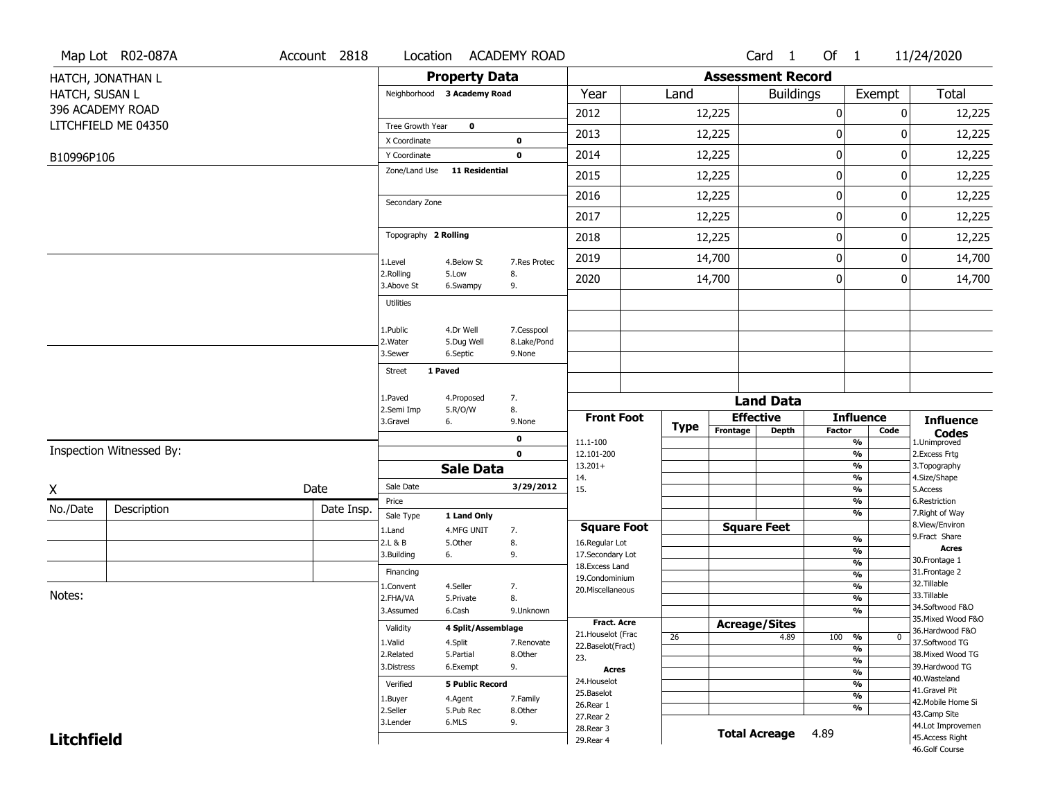Map Lot R02-087A | Account 2818 | Location ACADEMY ROAD | Card 1 Of 1 | 11/24/2020

HATCH, JONATHAN L
HATCH, SUSAN L
396 ACADEMY ROAD
LITCHFIELD ME 04350

B10996P106

## Property Data

Neighborhood **3 Academy Road**

Tree Growth Year **0**
X Coordinate **0**
Y Coordinate **0**
Zone/Land Use **11 Residential**

Secondary Zone

Topography **2 Rolling**

| | | |
|---|---|---|
| 1.Level | 4.Below St | 7.Res Protec |
| 2.Rolling | 5.Low | 8. |
| 3.Above St | 6.Swampy | 9. |

Utilities

| | | |
|---|---|---|
| 1.Public | 4.Dr Well | 7.Cesspool |
| 2.Water | 5.Dug Well | 8.Lake/Pond |
| 3.Sewer | 6.Septic | 9.None |

Street **1 Paved**

| | | |
|---|---|---|
| 1.Paved | 4.Proposed | 7. |
| 2.Semi Imp | 5.R/O/W | 8. |
| 3.Gravel | 6. | 9.None |

0
0

## Sale Data

Sale Date **3/29/2012**
Price
Sale Type **1 Land Only**

| | | |
|---|---|---|
| 1.Land | 4.MFG UNIT | 7. |
| 2.L & B | 5.Other | 8. |
| 3.Building | 6. | 9. |

Financing

| | | |
|---|---|---|
| 1.Convent | 4.Seller | 7. |
| 2.FHA/VA | 5.Private | 8. |
| 3.Assumed | 6.Cash | 9.Unknown |

Validity **4 Split/Assemblage**

| | | |
|---|---|---|
| 1.Valid | 4.Split | 7.Renovate |
| 2.Related | 5.Partial | 8.Other |
| 3.Distress | 6.Exempt | 9. |

Verified **5 Public Record**

| | | |
|---|---|---|
| 1.Buyer | 4.Agent | 7.Family |
| 2.Seller | 5.Pub Rec | 8.Other |
| 3.Lender | 6.MLS | 9. |

## Assessment Record

| Year | Land | Buildings | Exempt | Total |
|---|---|---|---|---|
| 2012 | 12,225 | 0 | 0 | 12,225 |
| 2013 | 12,225 | 0 | 0 | 12,225 |
| 2014 | 12,225 | 0 | 0 | 12,225 |
| 2015 | 12,225 | 0 | 0 | 12,225 |
| 2016 | 12,225 | 0 | 0 | 12,225 |
| 2017 | 12,225 | 0 | 0 | 12,225 |
| 2018 | 12,225 | 0 | 0 | 12,225 |
| 2019 | 14,700 | 0 | 0 | 14,700 |
| 2020 | 14,700 | 0 | 0 | 14,700 |

## Land Data

| Front Foot | Type | Effective Frontage | Effective Depth | Influence Factor | Influence Code |
|---|---|---|---|---|---|
| 11.1-100 | | | | % | |
| 12.101-200 | | | | % | |
| 13.201+ | | | | % | |
| 14. | | | | % | |
| 15. | | | | % | |
| **Square Foot** | | **Square Feet** | | | |
| 16.Regular Lot | | | | % | |
| 17.Secondary Lot | | | | % | |
| 18.Excess Land | | | | % | |
| 19.Condominium | | | | % | |
| 20.Miscellaneous | | | | % | |
| **Fract. Acre** | | **Acreage/Sites** | | | |
| 21.Houselot (Frac | 26 | | 4.89 | 100 % | 0 |
| 22.Baselot(Fract) | | | | % | |
| 23. | | | | % | |
| **Acres** | | | | % | |
| 24.Houselot | | | | % | |
| 25.Baselot | | | | % | |
| 26.Rear 1 | | | | % | |
| 27.Rear 2 | | | | | |
| 28.Rear 3 | | | | | |
| 29.Rear 4 | | | | | |

**Total Acreage** 4.89

**Influence Codes**
1.Unimproved
2.Excess Frtg
3.Topography
4.Size/Shape
5.Access
6.Restriction
7.Right of Way
8.View/Environ
9.Fract Share
**Acres**
30.Frontage 1
31.Frontage 2
32.Tillable
33.Tillable
34.Softwood F&O
35.Mixed Wood F&O
36.Hardwood F&O
37.Softwood TG
38.Mixed Wood TG
39.Hardwood TG
40.Wasteland
41.Gravel Pit
42.Mobile Home Si
43.Camp Site
44.Lot Improvemen
45.Access Right
46.Golf Course

Inspection Witnessed By:

X ____________________ Date

| No./Date | Description | Date Insp. |
|---|---|---|
| | | |
| | | |
| | | |

Notes:

**Litchfield**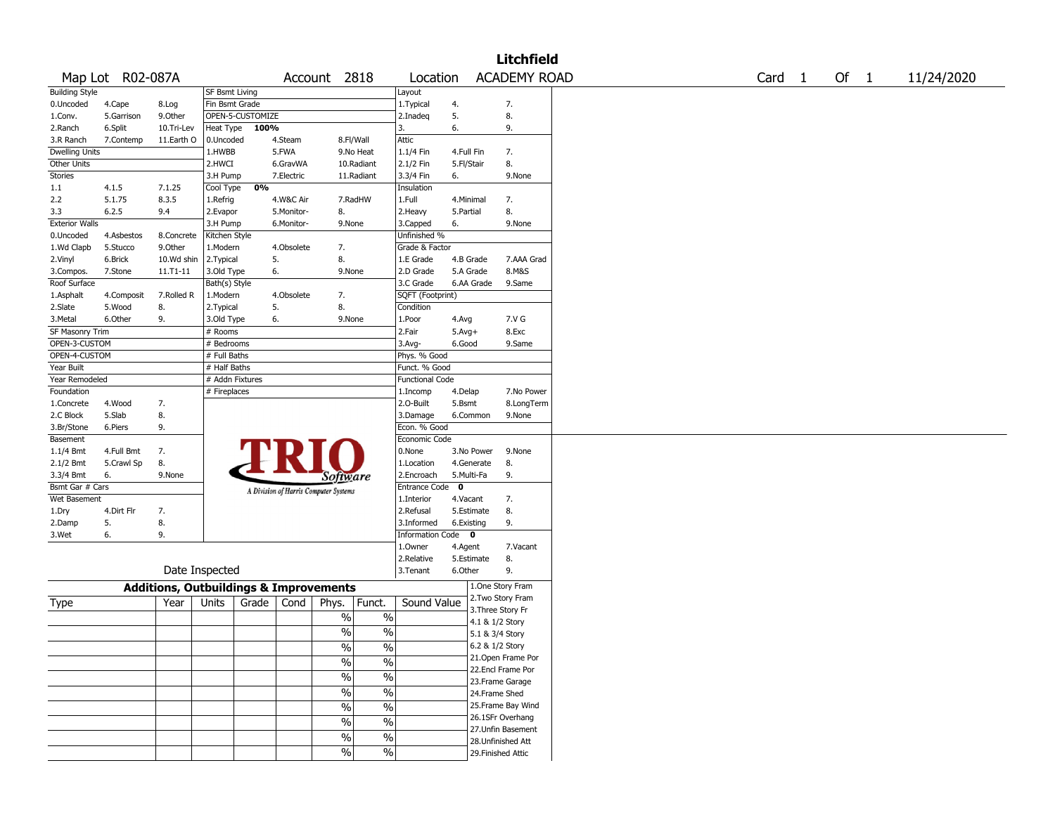# Litchfield

**Map Lot** R02-087A **Account** 2818 **Location** ACADEMY ROAD **Card** 1 **Of** 1 11/24/2020

| Building Style | | | SF Bsmt Living | | | Layout | | |
|---|---|---|---|---|---|---|---|---|
| 0.Uncoded | 4.Cape | 8.Log | Fin Bsmt Grade | | | 1.Typical | 4. | 7. |
| 1.Conv. | 5.Garrison | 9.Other | OPEN-5-CUSTOMIZE | | | 2.Inadeq | 5. | 8. |
| 2.Ranch | 6.Split | 10.Tri-Lev | Heat Type 100% | | | 3. | 6. | 9. |
| 3.R Ranch | 7.Contemp | 11.Earth O | 0.Uncoded | 4.Steam | 8.Fl/Wall | Attic | | |
| Dwelling Units | | | 1.HWBB | 5.FWA | 9.No Heat | 1.1/4 Fin | 4.Full Fin | 7. |
| Other Units | | | 2.HWCI | 6.GravWA | 10.Radiant | 2.1/2 Fin | 5.Fl/Stair | 8. |
| Stories | | | 3.H Pump | 7.Electric | 11.Radiant | 3.3/4 Fin | 6. | 9.None |
| 1.1 | 4.1.5 | 7.1.25 | Cool Type 0% | | | Insulation | | |
| 2.2 | 5.1.75 | 8.3.5 | 1.Refrig | 4.W&C Air | 7.RadHW | 1.Full | 4.Minimal | 7. |
| 3.3 | 6.2.5 | 9.4 | 2.Evapor | 5.Monitor- | 8. | 2.Heavy | 5.Partial | 8. |
| Exterior Walls | | | 3.H Pump | 6.Monitor- | 9.None | 3.Capped | 6. | 9.None |
| 0.Uncoded | 4.Asbestos | 8.Concrete | Kitchen Style | | | Unfinished % | | |
| 1.Wd Clapb | 5.Stucco | 9.Other | 1.Modern | 4.Obsolete | 7. | Grade & Factor | | |
| 2.Vinyl | 6.Brick | 10.Wd shin | 2.Typical | 5. | 8. | 1.E Grade | 4.B Grade | 7.AAA Grad |
| 3.Compos. | 7.Stone | 11.T1-11 | 3.Old Type | 6. | 9.None | 2.D Grade | 5.A Grade | 8.M&S |
| Roof Surface | | | Bath(s) Style | | | 3.C Grade | 6.AA Grade | 9.Same |
| 1.Asphalt | 4.Composit | 7.Rolled R | 1.Modern | 4.Obsolete | 7. | SQFT (Footprint) | | |
| 2.Slate | 5.Wood | 8. | 2.Typical | 5. | 8. | Condition | | |
| 3.Metal | 6.Other | 9. | 3.Old Type | 6. | 9.None | 1.Poor | 4.Avg | 7.V G |
| SF Masonry Trim | | | # Rooms | | | 2.Fair | 5.Avg+ | 8.Exc |
| OPEN-3-CUSTOM | | | # Bedrooms | | | 3.Avg- | 6.Good | 9.Same |
| OPEN-4-CUSTOM | | | # Full Baths | | | Phys. % Good | | |
| Year Built | | | # Half Baths | | | Funct. % Good | | |
| Year Remodeled | | | # Addn Fixtures | | | Functional Code | | |
| Foundation | | | # Fireplaces | | | 1.Incomp | 4.Delap | 7.No Power |
| 1.Concrete | 4.Wood | 7. | | | | 2.O-Built | 5.Bsmt | 8.LongTerm |
| 2.C Block | 5.Slab | 8. | | | | 3.Damage | 6.Common | 9.None |
| 3.Br/Stone | 6.Piers | 9. | | | | Econ. % Good | | |
| Basement | | | | | | Economic Code | | |
| 1.1/4 Bmt | 4.Full Bmt | 7. | | | | 0.None | 3.No Power | 9.None |
| 2.1/2 Bmt | 5.Crawl Sp | 8. | | | | 1.Location | 4.Generate | 8. |
| 3.3/4 Bmt | 6. | 9.None | | | | 2.Encroach | 5.Multi-Fa | 9. |
| Bsmt Gar # Cars | | | | | | Entrance Code 0 | | |
| Wet Basement | | | | | | 1.Interior | 4.Vacant | 7. |
| 1.Dry | 4.Dirt Flr | 7. | | | | 2.Refusal | 5.Estimate | 8. |
| 2.Damp | 5. | 8. | | | | 3.Informed | 6.Existing | 9. |
| 3.Wet | 6. | 9. | | | | Information Code 0 | | |
| | | | | | | 1.Owner | 4.Agent | 7.Vacant |
| | | | | | | 2.Relative | 5.Estimate | 8. |
| Date Inspected | | | | | | 3.Tenant | 6.Other | 9. |

TRIO Software — A Division of Harris Computer Systems

## Additions, Outbuildings & Improvements

| Type | Year | Units | Grade | Cond | Phys. | Funct. | Sound Value | |
|---|---|---|---|---|---|---|---|---|
| | | | | | % | % | | 1.One Story Fram |
| | | | | | % | % | | 2.Two Story Fram<br>3.Three Story Fr |
| | | | | | % | % | | 4.1 & 1/2 Story<br>5.1 & 3/4 Story |
| | | | | | % | % | | 6.2 & 1/2 Story |
| | | | | | % | % | | 21.Open Frame Por<br>22.Encl Frame Por |
| | | | | | % | % | | 23.Frame Garage<br>24.Frame Shed |
| | | | | | % | % | | 25.Frame Bay Wind |
| | | | | | % | % | | 26.1SFr Overhang<br>27.Unfin Basement |
| | | | | | % | % | | 28.Unfinished Att |
| | | | | | % | % | | 29.Finished Attic |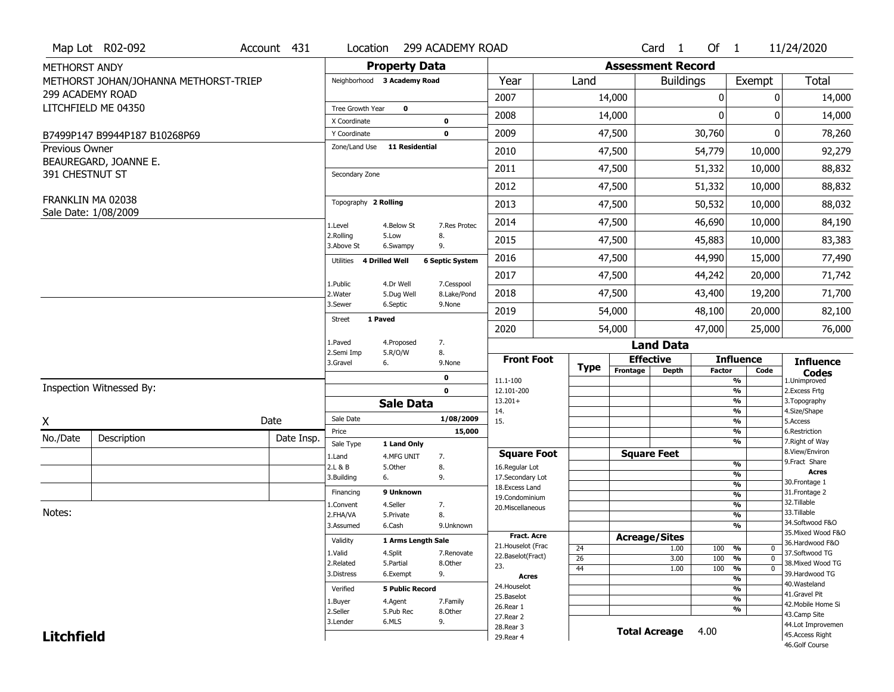Map Lot R02-092 | Account 431 | Location 299 ACADEMY ROAD | Card 1 Of 1 | 11/24/2020

METHORST ANDY
METHORST JOHAN/JOHANNA METHORST-TRIEP
299 ACADEMY ROAD
LITCHFIELD ME 04350

B7499P147 B9944P187 B10268P69

Previous Owner
BEAUREGARD, JOANNE E.
391 CHESTNUT ST

FRANKLIN MA 02038
Sale Date: 1/08/2009

## Property Data

Neighborhood: 3 Academy Road

Tree Growth Year: 0
X Coordinate: 0
Y Coordinate: 0
Zone/Land Use: 11 Residential

Secondary Zone

Topography: 2 Rolling

| | | |
|---|---|---|
| 1.Level | 4.Below St | 7.Res Protec |
| 2.Rolling | 5.Low | 8. |
| 3.Above St | 6.Swampy | 9. |

Utilities: 4 Drilled Well, 6 Septic System

| | | |
|---|---|---|
| 1.Public | 4.Dr Well | 7.Cesspool |
| 2.Water | 5.Dug Well | 8.Lake/Pond |
| 3.Sewer | 6.Septic | 9.None |

Street: 1 Paved

| | | |
|---|---|---|
| 1.Paved | 4.Proposed | 7. |
| 2.Semi Imp | 5.R/O/W | 8. |
| 3.Gravel | 6. | 9.None |

0
0

## Sale Data

Sale Date: 1/08/2009
Price: 15,000
Sale Type: 1 Land Only

| | | |
|---|---|---|
| 1.Land | 4.MFG UNIT | 7. |
| 2.L & B | 5.Other | 8. |
| 3.Building | 6. | 9. |

Financing: 9 Unknown

| | | |
|---|---|---|
| 1.Convent | 4.Seller | 7. |
| 2.FHA/VA | 5.Private | 8. |
| 3.Assumed | 6.Cash | 9.Unknown |

Validity: 1 Arms Length Sale

| | | |
|---|---|---|
| 1.Valid | 4.Split | 7.Renovate |
| 2.Related | 5.Partial | 8.Other |
| 3.Distress | 6.Exempt | 9. |

Verified: 5 Public Record

| | | |
|---|---|---|
| 1.Buyer | 4.Agent | 7.Family |
| 2.Seller | 5.Pub Rec | 8.Other |
| 3.Lender | 6.MLS | 9. |

## Assessment Record

| Year | Land | Buildings | Exempt | Total |
|---|---|---|---|---|
| 2007 | 14,000 | 0 | 0 | 14,000 |
| 2008 | 14,000 | 0 | 0 | 14,000 |
| 2009 | 47,500 | 30,760 | 0 | 78,260 |
| 2010 | 47,500 | 54,779 | 10,000 | 92,279 |
| 2011 | 47,500 | 51,332 | 10,000 | 88,832 |
| 2012 | 47,500 | 51,332 | 10,000 | 88,832 |
| 2013 | 47,500 | 50,532 | 10,000 | 88,032 |
| 2014 | 47,500 | 46,690 | 10,000 | 84,190 |
| 2015 | 47,500 | 45,883 | 10,000 | 83,383 |
| 2016 | 47,500 | 44,990 | 15,000 | 77,490 |
| 2017 | 47,500 | 44,242 | 20,000 | 71,742 |
| 2018 | 47,500 | 43,400 | 19,200 | 71,700 |
| 2019 | 54,000 | 48,100 | 20,000 | 82,100 |
| 2020 | 54,000 | 47,000 | 25,000 | 76,000 |

## Land Data

| Front Foot | Type | Effective Frontage | Effective Depth | Influence Factor | Influence Code |
|---|---|---|---|---|---|
| 11.1-100 | | | | % | |
| 12.101-200 | | | | % | |
| 13.201+ | | | | % | |
| 14. | | | | % | |
| 15. | | | | % | |
| | | | | % | |
| | | | | % | |

| Square Foot | Square Feet | | |
|---|---|---|---|
| 16.Regular Lot | | % | |
| 17.Secondary Lot | | % | |
| 18.Excess Land | | % | |
| 19.Condominium | | % | |
| 20.Miscellaneous | | % | |
| | | % | |
| | | % | |

| Fract. Acre | Type | Acreage/Sites | Factor | Code |
|---|---|---|---|---|
| 21.Houselot (Frac | 24 | 1.00 | 100 % | 0 |
| 22.Baselot(Fract) | 26 | 3.00 | 100 % | 0 |
| 23. | 44 | 1.00 | 100 % | 0 |
| **Acres** | | | % | |
| 24.Houselot | | | % | |
| 25.Baselot | | | % | |
| 26.Rear 1 | | | % | |
| 27.Rear 2 | | | | |
| 28.Rear 3 | | | | |
| 29.Rear 4 | | | | |

**Total Acreage** 4.00

**Influence Codes**
1.Unimproved
2.Excess Frtg
3.Topography
4.Size/Shape
5.Access
6.Restriction
7.Right of Way
8.View/Environ
9.Fract Share
**Acres**
30.Frontage 1
31.Frontage 2
32.Tillable
33.Tillable
34.Softwood F&O
35.Mixed Wood F&O
36.Hardwood F&O
37.Softwood TG
38.Mixed Wood TG
39.Hardwood TG
40.Wasteland
41.Gravel Pit
42.Mobile Home Si
43.Camp Site
44.Lot Improvemen
45.Access Right
46.Golf Course

Inspection Witnessed By:

X ______________________ Date

| No./Date | Description | Date Insp. |
|---|---|---|
| | | |
| | | |
| | | |

Notes:

**Litchfield**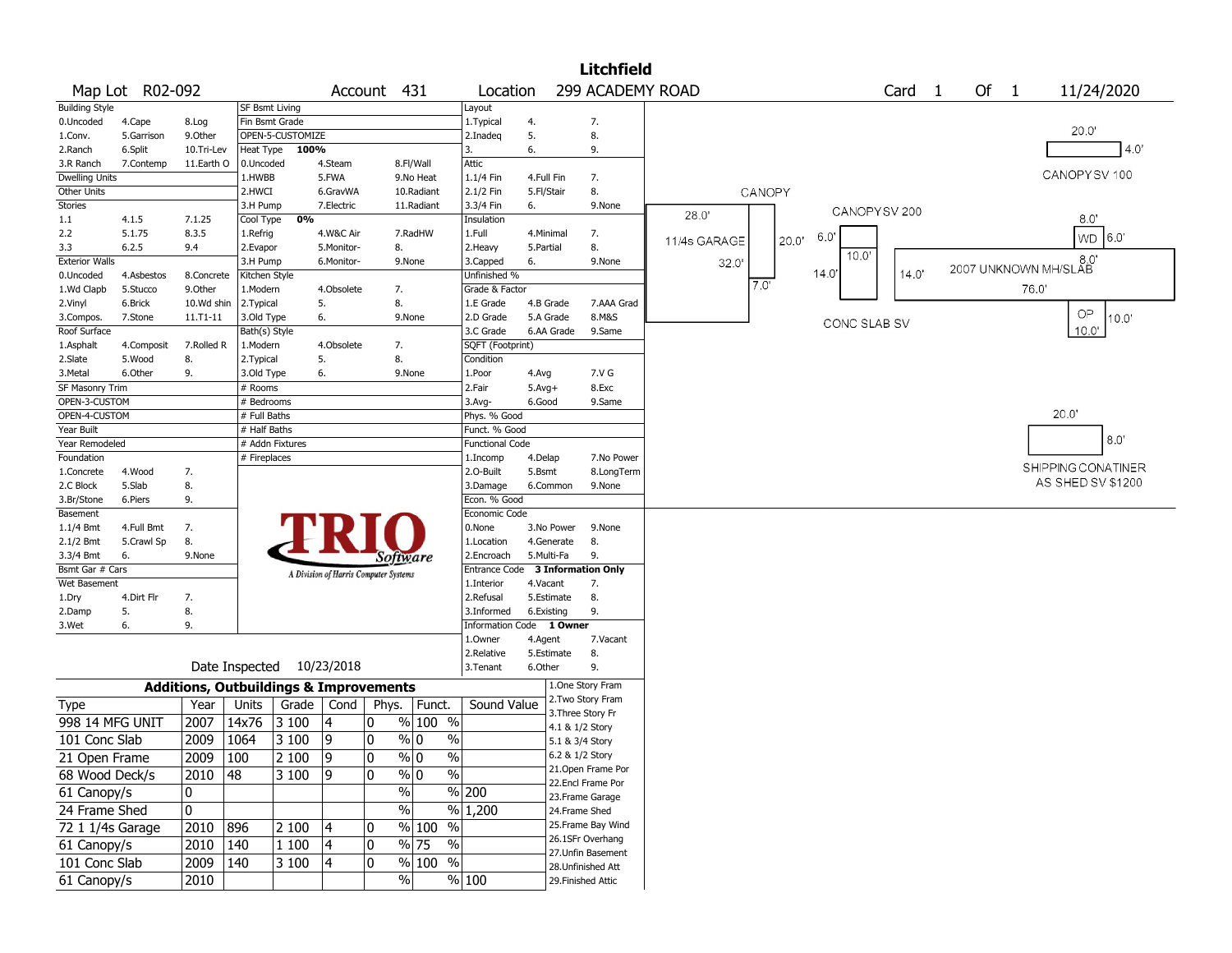# Litchfield

**Map Lot** R02-092 **Account** 431 **Location** 299 ACADEMY ROAD **Card** 1 **Of** 1 11/24/2020

| Building Style | | | SF Bsmt Living | | | Layout | | |
|---|---|---|---|---|---|---|---|---|
| 0.Uncoded | 4.Cape | 8.Log | Fin Bsmt Grade | | | 1.Typical | 4. | 7. |
| 1.Conv. | 5.Garrison | 9.Other | OPEN-5-CUSTOMIZE | | | 2.Inadeq | 5. | 8. |
| 2.Ranch | 6.Split | 10.Tri-Lev | Heat Type **100%** | | | 3. | 6. | 9. |
| 3.R Ranch | 7.Contemp | 11.Earth O | 0.Uncoded | 4.Steam | 8.Fl/Wall | Attic | | |
| Dwelling Units | | | 1.HWBB | 5.FWA | 9.No Heat | 1.1/4 Fin | 4.Full Fin | 7. |
| Other Units | | | 2.HWCI | 6.GravWA | 10.Radiant | 2.1/2 Fin | 5.Fl/Stair | 8. |
| Stories | | | 3.H Pump | 7.Electric | 11.Radiant | 3.3/4 Fin | 6. | 9.None |
| 1.1 | 4.1.5 | 7.1.25 | Cool Type **0%** | | | Insulation | | |
| 2.2 | 5.1.75 | 8.3.5 | 1.Refrig | 4.W&C Air | 7.RadHW | 1.Full | 4.Minimal | 7. |
| 3.3 | 6.2.5 | 9.4 | 2.Evapor | 5.Monitor- | 8. | 2.Heavy | 5.Partial | 8. |
| Exterior Walls | | | 3.H Pump | 6.Monitor- | 9.None | 3.Capped | 6. | 9.None |
| 0.Uncoded | 4.Asbestos | 8.Concrete | Kitchen Style | | | Unfinished % | | |
| 1.Wd Clapb | 5.Stucco | 9.Other | 1.Modern | 4.Obsolete | 7. | Grade & Factor | | |
| 2.Vinyl | 6.Brick | 10.Wd shin | 2.Typical | 5. | 8. | 1.E Grade | 4.B Grade | 7.AAA Grad |
| 3.Compos. | 7.Stone | 11.T1-11 | 3.Old Type | 6. | 9.None | 2.D Grade | 5.A Grade | 8.M&S |
| Roof Surface | | | Bath(s) Style | | | 3.C Grade | 6.AA Grade | 9.Same |
| 1.Asphalt | 4.Composit | 7.Rolled R | 1.Modern | 4.Obsolete | 7. | SQFT (Footprint) | | |
| 2.Slate | 5.Wood | 8. | 2.Typical | 5. | 8. | Condition | | |
| 3.Metal | 6.Other | 9. | 3.Old Type | 6. | 9.None | 1.Poor | 4.Avg | 7.V G |
| SF Masonry Trim | | | # Rooms | | | 2.Fair | 5.Avg+ | 8.Exc |
| OPEN-3-CUSTOM | | | # Bedrooms | | | 3.Avg- | 6.Good | 9.Same |
| OPEN-4-CUSTOM | | | # Full Baths | | | Phys. % Good | | |
| Year Built | | | # Half Baths | | | Funct. % Good | | |
| Year Remodeled | | | # Addn Fixtures | | | Functional Code | | |
| Foundation | | | # Fireplaces | | | 1.Incomp | 4.Delap | 7.No Power |
| 1.Concrete | 4.Wood | 7. | | | | 2.O-Built | 5.Bsmt | 8.LongTerm |
| 2.C Block | 5.Slab | 8. | | | | 3.Damage | 6.Common | 9.None |
| 3.Br/Stone | 6.Piers | 9. | | | | Econ. % Good | | |
| Basement | | | | | | Economic Code | | |
| 1.1/4 Bmt | 4.Full Bmt | 7. | | | | 0.None | 3.No Power | 9.None |
| 2.1/2 Bmt | 5.Crawl Sp | 8. | | | | 1.Location | 4.Generate | 8. |
| 3.3/4 Bmt | 6. | 9.None | | | | 2.Encroach | 5.Multi-Fa | 9. |
| Bsmt Gar # Cars | | | | | | Entrance Code **3 Information Only** | | |
| Wet Basement | | | | | | 1.Interior | 4.Vacant | 7. |
| 1.Dry | 4.Dirt Flr | 7. | | | | 2.Refusal | 5.Estimate | 8. |
| 2.Damp | 5. | 8. | | | | 3.Informed | 6.Existing | 9. |
| 3.Wet | 6. | 9. | | | | Information Code **1 Owner** | | |
| | | | | | | 1.Owner | 4.Agent | 7.Vacant |
| | | | | | | 2.Relative | 5.Estimate | 8. |
| | | | | | | 3.Tenant | 6.Other | 9. |

TRIO Software — A Division of Harris Computer Systems

Date Inspected 10/23/2018

## Additions, Outbuildings & Improvements

| Type | Year | Units | Grade | Cond | Phys. | Funct. | Sound Value |
|---|---|---|---|---|---|---|---|
| 998 14 MFG UNIT | 2007 | 14x76 | 3 100 | 4 | 0 % | 100 % | |
| 101 Conc Slab | 2009 | 1064 | 3 100 | 9 | 0 % | 0 % | |
| 21 Open Frame | 2009 | 100 | 2 100 | 9 | 0 % | 0 % | |
| 68 Wood Deck/s | 2010 | 48 | 3 100 | 9 | 0 % | 0 % | |
| 61 Canopy/s | 0 | | | | % | % | 200 |
| 24 Frame Shed | 0 | | | | % | % | 1,200 |
| 72 1 1/4s Garage | 2010 | 896 | 2 100 | 4 | 0 % | 100 % | |
| 61 Canopy/s | 2010 | 140 | 1 100 | 4 | 0 % | 75 % | |
| 101 Conc Slab | 2009 | 140 | 3 100 | 4 | 0 % | 100 % | |
| 61 Canopy/s | 2010 | | | | % | % | 100 |

1.One Story Fram
2.Two Story Fram
3.Three Story Fr
4.1 & 1/2 Story
5.1 & 3/4 Story
6.2 & 1/2 Story
21.Open Frame Por
22.Encl Frame Por
23.Frame Garage
24.Frame Shed
25.Frame Bay Wind
26.1SFr Overhang
27.Unfin Basement
28.Unfinished Att
29.Finished Attic

Sketch labels: 20.0' / 4.0' CANOPY SV 100; CANOPY; 28.0' 1 1/4s GARAGE 32.0' 20.0' 7.0'; CANOPY SV 200 6.0' 10.0' 14.0' 14.0'; CONC SLAB SV; 8.0' WD 6.0' 8.0'; 2007 UNKNOWN MH/SLAB 76.0'; OP 10.0' 10.0'; 20.0' 8.0' SHIPPING CONATINER AS SHED SV $1200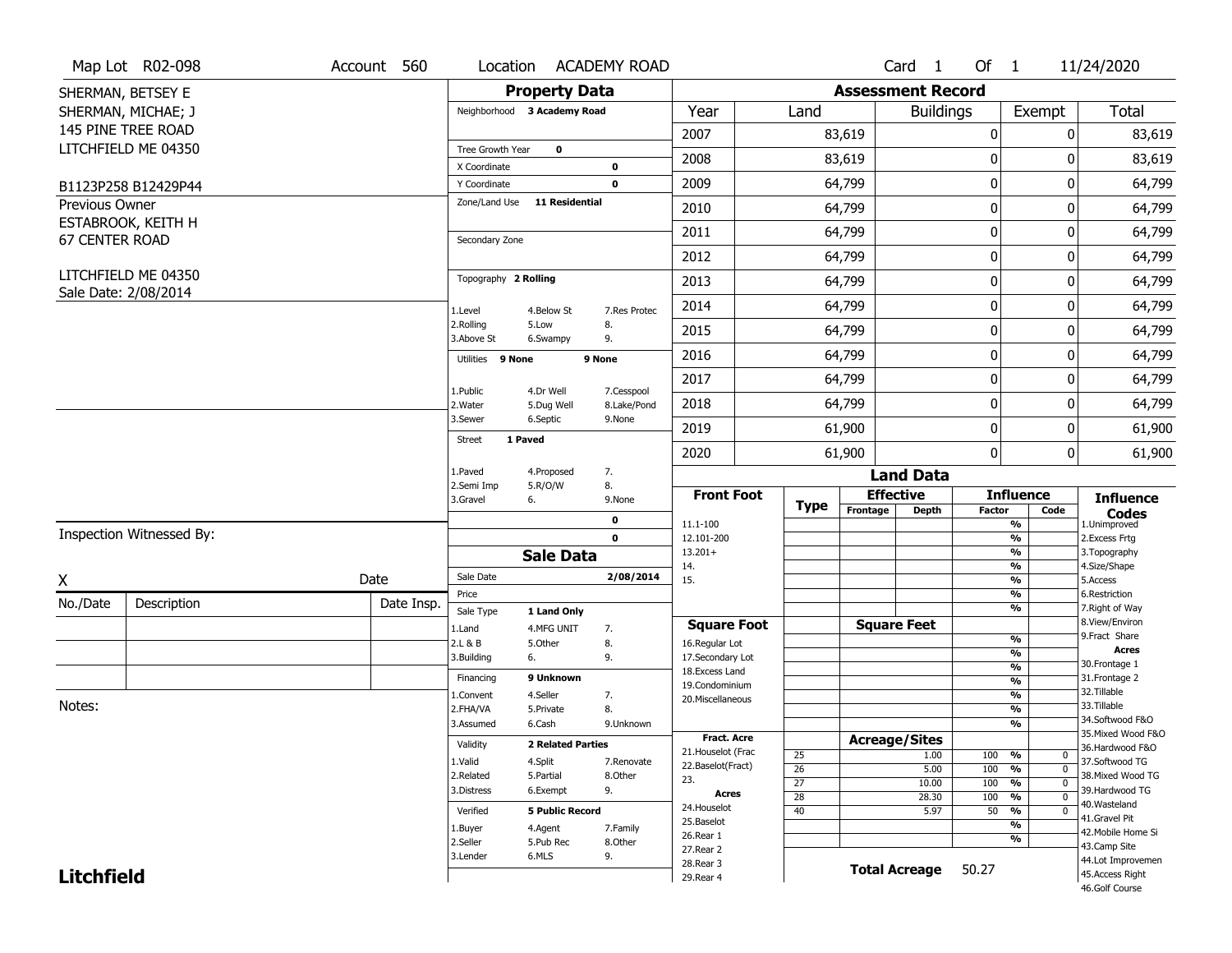Map Lot R02-098 | Account 560 | Location ACADEMY ROAD | Card 1 Of 1 | 11/24/2020

SHERMAN, BETSEY E
SHERMAN, MICHAE; J
145 PINE TREE ROAD
LITCHFIELD ME 04350

B1123P258 B12429P44

Previous Owner
ESTABROOK, KEITH H
67 CENTER ROAD

LITCHFIELD ME 04350
Sale Date: 2/08/2014

## Property Data

Neighborhood **3 Academy Road**

Tree Growth Year **0**
X Coordinate **0**
Y Coordinate **0**
Zone/Land Use **11 Residential**

Secondary Zone

Topography **2 Rolling**

1.Level 4.Below St 7.Res Protec
2.Rolling 5.Low 8.
3.Above St 6.Swampy 9.

Utilities **9 None** **9 None**

1.Public 4.Dr Well 7.Cesspool
2.Water 5.Dug Well 8.Lake/Pond
3.Sewer 6.Septic 9.None

Street **1 Paved**

1.Paved 4.Proposed 7.
2.Semi Imp 5.R/O/W 8.
3.Gravel 6. 9.None

**0**
**0**

## Sale Data

Sale Date **2/08/2014**
Price
Sale Type **1 Land Only**

1.Land 4.MFG UNIT 7.
2.L & B 5.Other 8.
3.Building 6. 9.

Financing **9 Unknown**

1.Convent 4.Seller 7.
2.FHA/VA 5.Private 8.
3.Assumed 6.Cash 9.Unknown

Validity **2 Related Parties**

1.Valid 4.Split 7.Renovate
2.Related 5.Partial 8.Other
3.Distress 6.Exempt 9.

Verified **5 Public Record**

1.Buyer 4.Agent 7.Family
2.Seller 5.Pub Rec 8.Other
3.Lender 6.MLS 9.

## Assessment Record

| Year | Land | Buildings | Exempt | Total |
|---|---|---|---|---|
| 2007 | 83,619 | 0 | 0 | 83,619 |
| 2008 | 83,619 | 0 | 0 | 83,619 |
| 2009 | 64,799 | 0 | 0 | 64,799 |
| 2010 | 64,799 | 0 | 0 | 64,799 |
| 2011 | 64,799 | 0 | 0 | 64,799 |
| 2012 | 64,799 | 0 | 0 | 64,799 |
| 2013 | 64,799 | 0 | 0 | 64,799 |
| 2014 | 64,799 | 0 | 0 | 64,799 |
| 2015 | 64,799 | 0 | 0 | 64,799 |
| 2016 | 64,799 | 0 | 0 | 64,799 |
| 2017 | 64,799 | 0 | 0 | 64,799 |
| 2018 | 64,799 | 0 | 0 | 64,799 |
| 2019 | 61,900 | 0 | 0 | 61,900 |
| 2020 | 61,900 | 0 | 0 | 61,900 |

## Land Data

| Front Foot | Type | Effective Frontage | Effective Depth | Influence Factor | Influence Code |
|---|---|---|---|---|---|
| 11.1-100 | | | | % | |
| 12.101-200 | | | | % | |
| 13.201+ | | | | % | |
| 14. | | | | % | |
| 15. | | | | % | |
| | | | | % | |
| | | | | % | |

| Square Foot | | Square Feet | Influence Factor | |
|---|---|---|---|---|
| 16.Regular Lot | | | % | |
| 17.Secondary Lot | | | % | |
| 18.Excess Land | | | % | |
| 19.Condominium | | | % | |
| 20.Miscellaneous | | | % | |
| | | | % | |
| | | | % | |

| Fract. Acre | Type | Acreage/Sites | Influence Factor | Influence Code |
|---|---|---|---|---|
| 21.Houselot (Frac | 25 | 1.00 | 100 % | 0 |
| 22.Baselot(Fract) | 26 | 5.00 | 100 % | 0 |
| 23. | 27 | 10.00 | 100 % | 0 |
| **Acres** | 28 | 28.30 | 100 % | 0 |
| 24.Houselot | 40 | 5.97 | 50 % | 0 |
| 25.Baselot | | | % | |
| 26.Rear 1 | | | % | |
| 27.Rear 2 | | | | |
| 28.Rear 3 | | | | |
| 29.Rear 4 | | | | |

**Total Acreage** 50.27

### Influence Codes

1.Unimproved
2.Excess Frtg
3.Topography
4.Size/Shape
5.Access
6.Restriction
7.Right of Way
8.View/Environ
9.Fract Share

**Acres**

30.Frontage 1
31.Frontage 2
32.Tillable
33.Tillable
34.Softwood F&O
35.Mixed Wood F&O
36.Hardwood F&O
37.Softwood TG
38.Mixed Wood TG
39.Hardwood TG
40.Wasteland
41.Gravel Pit
42.Mobile Home Si
43.Camp Site
44.Lot Improvemen
45.Access Right
46.Golf Course

Inspection Witnessed By:

X Date

| No./Date | Description | Date Insp. |
|---|---|---|
| | | |
| | | |
| | | |

Notes:

**Litchfield**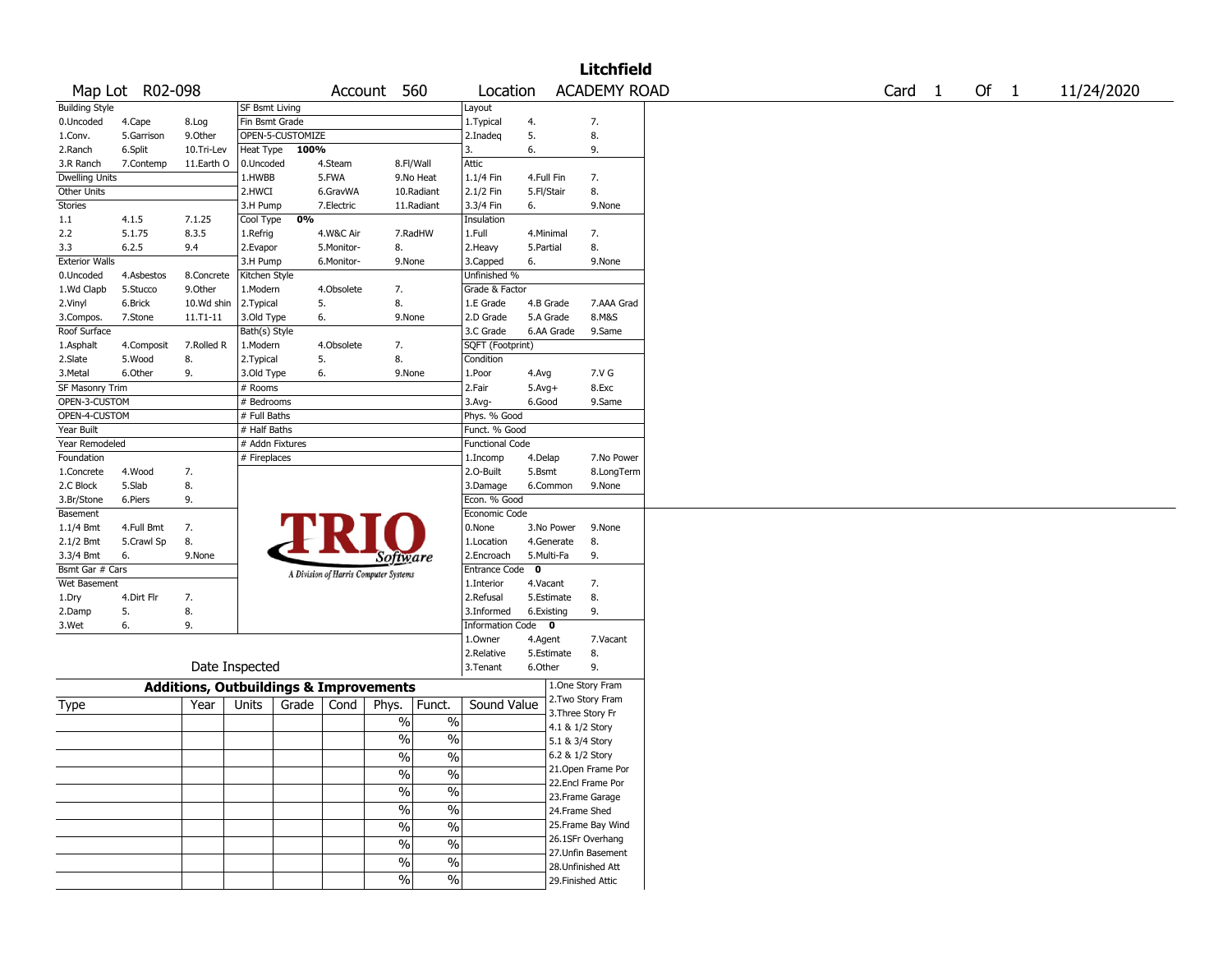# Litchfield

| Map Lot | R02-098 | Account | 560 | Location | ACADEMY ROAD | Card | 1 | Of | 1 | 11/24/2020 |
|---|---|---|---|---|---|---|---|---|---|---|

| Building Style | | | SF Bsmt Living | | | Layout | | |
|---|---|---|---|---|---|---|---|---|
| 0.Uncoded | 4.Cape | 8.Log | Fin Bsmt Grade | | | 1.Typical | 4. | 7. |
| 1.Conv. | 5.Garrison | 9.Other | OPEN-5-CUSTOMIZE | | | 2.Inadeq | 5. | 8. |
| 2.Ranch | 6.Split | 10.Tri-Lev | Heat Type 100% | | | 3. | 6. | 9. |
| 3.R Ranch | 7.Contemp | 11.Earth O | 0.Uncoded | 4.Steam | 8.Fl/Wall | Attic | | |
| Dwelling Units | | | 1.HWBB | 5.FWA | 9.No Heat | 1.1/4 Fin | 4.Full Fin | 7. |
| Other Units | | | 2.HWCI | 6.GravWA | 10.Radiant | 2.1/2 Fin | 5.Fl/Stair | 8. |
| Stories | | | 3.H Pump | 7.Electric | 11.Radiant | 3.3/4 Fin | 6. | 9.None |
| 1.1 | 4.1.5 | 7.1.25 | Cool Type 0% | | | Insulation | | |
| 2.2 | 5.1.75 | 8.3.5 | 1.Refrig | 4.W&C Air | 7.RadHW | 1.Full | 4.Minimal | 7. |
| 3.3 | 6.2.5 | 9.4 | 2.Evapor | 5.Monitor- | 8. | 2.Heavy | 5.Partial | 8. |
| Exterior Walls | | | 3.H Pump | 6.Monitor- | 9.None | 3.Capped | 6. | 9.None |
| 0.Uncoded | 4.Asbestos | 8.Concrete | Kitchen Style | | | Unfinished % | | |
| 1.Wd Clapb | 5.Stucco | 9.Other | 1.Modern | 4.Obsolete | 7. | Grade & Factor | | |
| 2.Vinyl | 6.Brick | 10.Wd shin | 2.Typical | 5. | 8. | 1.E Grade | 4.B Grade | 7.AAA Grad |
| 3.Compos. | 7.Stone | 11.T1-11 | 3.Old Type | 6. | 9.None | 2.D Grade | 5.A Grade | 8.M&S |
| Roof Surface | | | Bath(s) Style | | | 3.C Grade | 6.AA Grade | 9.Same |
| 1.Asphalt | 4.Composit | 7.Rolled R | 1.Modern | 4.Obsolete | 7. | SQFT (Footprint) | | |
| 2.Slate | 5.Wood | 8. | 2.Typical | 5. | 8. | Condition | | |
| 3.Metal | 6.Other | 9. | 3.Old Type | 6. | 9.None | 1.Poor | 4.Avg | 7.V G |
| SF Masonry Trim | | | # Rooms | | | 2.Fair | 5.Avg+ | 8.Exc |
| OPEN-3-CUSTOM | | | # Bedrooms | | | 3.Avg- | 6.Good | 9.Same |
| OPEN-4-CUSTOM | | | # Full Baths | | | Phys. % Good | | |
| Year Built | | | # Half Baths | | | Funct. % Good | | |
| Year Remodeled | | | # Addn Fixtures | | | Functional Code | | |
| Foundation | | | # Fireplaces | | | 1.Incomp | 4.Delap | 7.No Power |
| 1.Concrete | 4.Wood | 7. | | | | 2.O-Built | 5.Bsmt | 8.LongTerm |
| 2.C Block | 5.Slab | 8. | | | | 3.Damage | 6.Common | 9.None |
| 3.Br/Stone | 6.Piers | 9. | | | | Econ. % Good | | |
| Basement | | | | | | Economic Code | | |
| 1.1/4 Bmt | 4.Full Bmt | 7. | | | | 0.None | 3.No Power | 9.None |
| 2.1/2 Bmt | 5.Crawl Sp | 8. | | | | 1.Location | 4.Generate | 8. |
| 3.3/4 Bmt | 6. | 9.None | | | | 2.Encroach | 5.Multi-Fa | 9. |
| Bsmt Gar # Cars | | | | | | Entrance Code 0 | | |
| Wet Basement | | | | | | 1.Interior | 4.Vacant | 7. |
| 1.Dry | 4.Dirt Flr | 7. | | | | 2.Refusal | 5.Estimate | 8. |
| 2.Damp | 5. | 8. | | | | 3.Informed | 6.Existing | 9. |
| 3.Wet | 6. | 9. | | | | Information Code 0 | | |
| | | | | | | 1.Owner | 4.Agent | 7.Vacant |
| | | | | | | 2.Relative | 5.Estimate | 8. |
| Date Inspected | | | | | | 3.Tenant | 6.Other | 9. |

TRIO Software — A Division of Harris Computer Systems

## Additions, Outbuildings & Improvements

| Type | Year | Units | Grade | Cond | Phys. | Funct. | Sound Value |
|---|---|---|---|---|---|---|---|
| | | | | | % | % | |
| | | | | | % | % | |
| | | | | | % | % | |
| | | | | | % | % | |
| | | | | | % | % | |
| | | | | | % | % | |
| | | | | | % | % | |
| | | | | | % | % | |
| | | | | | % | % | |
| | | | | | % | % | |

1.One Story Fram
2.Two Story Fram
3.Three Story Fr
4.1 & 1/2 Story
5.1 & 3/4 Story
6.2 & 1/2 Story
21.Open Frame Por
22.Encl Frame Por
23.Frame Garage
24.Frame Shed
25.Frame Bay Wind
26.1SFr Overhang
27.Unfin Basement
28.Unfinished Att
29.Finished Attic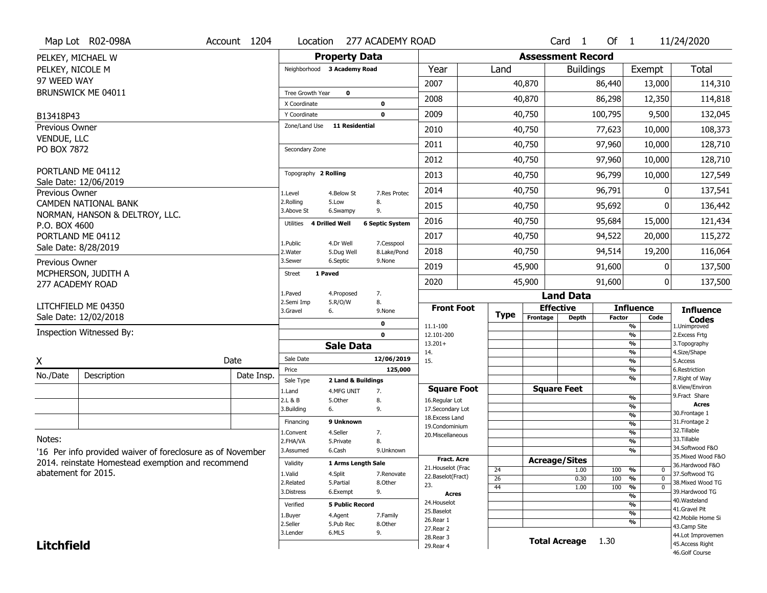Map Lot R02-098A | Account 1204 | Location 277 ACADEMY ROAD | Card 1 Of 1 | 11/24/2020

PELKEY, MICHAEL W
PELKEY, NICOLE M
97 WEED WAY
BRUNSWICK ME 04011

B13418P43

Previous Owner
VENDUE, LLC
PO BOX 7872

PORTLAND ME 04112
Sale Date: 12/06/2019

Previous Owner
CAMDEN NATIONAL BANK
NORMAN, HANSON & DELTROY, LLC.
P.O. BOX 4600
PORTLAND ME 04112
Sale Date: 8/28/2019

Previous Owner
MCPHERSON, JUDITH A
277 ACADEMY ROAD

LITCHFIELD ME 04350
Sale Date: 12/02/2018

Inspection Witnessed By:

X _______________ Date

| No./Date | Description | Date Insp. |
|---|---|---|
| | | |
| | | |
| | | |

Notes:

'16 Per info provided waiver of foreclosure as of November 2014. reinstate Homestead exemption and recommend abatement for 2015.

**Litchfield**

## Property Data

Neighborhood **3 Academy Road**

Tree Growth Year **0**
X Coordinate **0**
Y Coordinate **0**
Zone/Land Use **11 Residential**

Secondary Zone

Topography **2 Rolling**

1.Level 4.Below St 7.Res Protec
2.Rolling 5.Low 8.
3.Above St 6.Swampy 9.

Utilities **4 Drilled Well** **6 Septic System**

1.Public 4.Dr Well 7.Cesspool
2.Water 5.Dug Well 8.Lake/Pond
3.Sewer 6.Septic 9.None

Street **1 Paved**

1.Paved 4.Proposed 7.
2.Semi Imp 5.R/O/W 8.
3.Gravel 6. 9.None

0
0

## Sale Data

Sale Date **12/06/2019**
Price **125,000**
Sale Type **2 Land & Buildings**

1.Land 4.MFG UNIT 7.
2.L & B 5.Other 8.
3.Building 6. 9.

Financing **9 Unknown**

1.Convent 4.Seller 7.
2.FHA/VA 5.Private 8.
3.Assumed 6.Cash 9.Unknown

Validity **1 Arms Length Sale**

1.Valid 4.Split 7.Renovate
2.Related 5.Partial 8.Other
3.Distress 6.Exempt 9.

Verified **5 Public Record**

1.Buyer 4.Agent 7.Family
2.Seller 5.Pub Rec 8.Other
3.Lender 6.MLS 9.

## Assessment Record

| Year | Land | Buildings | Exempt | Total |
|---|---|---|---|---|
| 2007 | 40,870 | 86,440 | 13,000 | 114,310 |
| 2008 | 40,870 | 86,298 | 12,350 | 114,818 |
| 2009 | 40,750 | 100,795 | 9,500 | 132,045 |
| 2010 | 40,750 | 77,623 | 10,000 | 108,373 |
| 2011 | 40,750 | 97,960 | 10,000 | 128,710 |
| 2012 | 40,750 | 97,960 | 10,000 | 128,710 |
| 2013 | 40,750 | 96,799 | 10,000 | 127,549 |
| 2014 | 40,750 | 96,791 | 0 | 137,541 |
| 2015 | 40,750 | 95,692 | 0 | 136,442 |
| 2016 | 40,750 | 95,684 | 15,000 | 121,434 |
| 2017 | 40,750 | 94,522 | 20,000 | 115,272 |
| 2018 | 40,750 | 94,514 | 19,200 | 116,064 |
| 2019 | 45,900 | 91,600 | 0 | 137,500 |
| 2020 | 45,900 | 91,600 | 0 | 137,500 |

## Land Data

| Front Foot | Type | Effective Frontage | Effective Depth | Influence Factor | Influence Code |
|---|---|---|---|---|---|
| 11.1-100 | | | | % | |
| 12.101-200 | | | | % | |
| 13.201+ | | | | % | |
| 14. | | | | % | |
| 15. | | | | % | |
| | | | | % | |
| | | | | % | |

| Square Foot | Square Feet | Influence Factor | Influence Code |
|---|---|---|---|
| 16.Regular Lot | | % | |
| 17.Secondary Lot | | % | |
| 18.Excess Land | | % | |
| 19.Condominium | | % | |
| 20.Miscellaneous | | % | |
| | | % | |
| | | % | |

| Fract. Acre / Acres | Type | Acreage/Sites | Influence Factor | Influence Code |
|---|---|---|---|---|
| 21.Houselot (Frac | 24 | 1.00 | 100 % | 0 |
| 22.Baselot(Fract) | 26 | 0.30 | 100 % | 0 |
| 23. | 44 | 1.00 | 100 % | 0 |
| 24.Houselot | | | % | |
| 25.Baselot | | | % | |
| 26.Rear 1 | | | % | |
| 27.Rear 2 | | | % | |
| 28.Rear 3 | | | | |
| 29.Rear 4 | | | | |

**Total Acreage** 1.30

**Influence Codes**
1.Unimproved
2.Excess Frtg
3.Topography
4.Size/Shape
5.Access
6.Restriction
7.Right of Way
8.View/Environ
9.Fract Share

**Acres**
30.Frontage 1
31.Frontage 2
32.Tillable
33.Tillable
34.Softwood F&O
35.Mixed Wood F&O
36.Hardwood F&O
37.Softwood TG
38.Mixed Wood TG
39.Hardwood TG
40.Wasteland
41.Gravel Pit
42.Mobile Home Si
43.Camp Site
44.Lot Improvemen
45.Access Right
46.Golf Course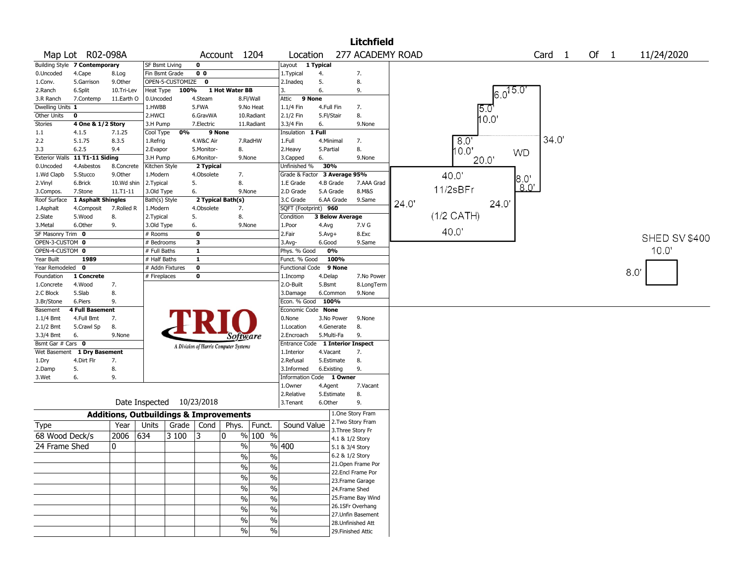# Litchfield

**Map Lot** R02-098A **Account** 1204 **Location** 277 ACADEMY ROAD **Card** 1 **Of** 1 11/24/2020

| | | | | | | | | |
|---|---|---|---|---|---|---|---|---|
| Building Style | **7 Contemporary** | | SF Bsmt Living | **0** | | Layout | **1 Typical** | |
| 0.Uncoded | 4.Cape | 8.Log | Fin Bsmt Grade | **0 0** | | 1.Typical | 4. | 7. |
| 1.Conv. | 5.Garrison | 9.Other | OPEN-5-CUSTOMIZE | **0** | | 2.Inadeq | 5. | 8. |
| 2.Ranch | 6.Split | 10.Tri-Lev | Heat Type **100%** | **1 Hot Water BB** | | 3. | 6. | 9. |
| 3.R Ranch | 7.Contemp | 11.Earth O | 0.Uncoded | 4.Steam | 8.Fl/Wall | Attic | **9 None** | |
| Dwelling Units | **1** | | 1.HWBB | 5.FWA | 9.No Heat | 1.1/4 Fin | 4.Full Fin | 7. |
| Other Units | **0** | | 2.HWCI | 6.GravWA | 10.Radiant | 2.1/2 Fin | 5.Fl/Stair | 8. |
| Stories | **4 One & 1/2 Story** | | 3.H Pump | 7.Electric | 11.Radiant | 3.3/4 Fin | 6. | 9.None |
| 1.1 | 4.1.5 | 7.1.25 | Cool Type **0%** | **9 None** | | Insulation | **1 Full** | |
| 2.2 | 5.1.75 | 8.3.5 | 1.Refrig | 4.W&C Air | 7.RadHW | 1.Full | 4.Minimal | 7. |
| 3.3 | 6.2.5 | 9.4 | 2.Evapor | 5.Monitor- | 8. | 2.Heavy | 5.Partial | 8. |
| Exterior Walls | **11 T1-11 Siding** | | 3.H Pump | 6.Monitor- | 9.None | 3.Capped | 6. | 9.None |
| 0.Uncoded | 4.Asbestos | 8.Concrete | Kitchen Style | **2 Typical** | | Unfinished % | **30%** | |
| 1.Wd Clapb | 5.Stucco | 9.Other | 1.Modern | 4.Obsolete | 7. | Grade & Factor | **3 Average 95%** | |
| 2.Vinyl | 6.Brick | 10.Wd shin | 2.Typical | 5. | 8. | 1.E Grade | 4.B Grade | 7.AAA Grad |
| 3.Compos. | 7.Stone | 11.T1-11 | 3.Old Type | 6. | 9.None | 2.D Grade | 5.A Grade | 8.M&S |
| Roof Surface | **1 Asphalt Shingles** | | Bath(s) Style | **2 Typical Bath(s)** | | 3.C Grade | 6.AA Grade | 9.Same |
| 1.Asphalt | 4.Composit | 7.Rolled R | 1.Modern | 4.Obsolete | 7. | SQFT (Footprint) | **960** | |
| 2.Slate | 5.Wood | 8. | 2.Typical | 5. | 8. | Condition | **3 Below Average** | |
| 3.Metal | 6.Other | 9. | 3.Old Type | 6. | 9.None | 1.Poor | 4.Avg | 7.V G |
| SF Masonry Trim | **0** | | # Rooms | **0** | | 2.Fair | 5.Avg+ | 8.Exc |
| OPEN-3-CUSTOM | **0** | | # Bedrooms | **3** | | 3.Avg- | 6.Good | 9.Same |
| OPEN-4-CUSTOM | **0** | | # Full Baths | **1** | | Phys. % Good | **0%** | |
| Year Built | **1989** | | # Half Baths | **1** | | Funct. % Good | **100%** | |
| Year Remodeled | **0** | | # Addn Fixtures | **0** | | Functional Code | **9 None** | |
| Foundation | **1 Concrete** | | # Fireplaces | **0** | | 1.Incomp | 4.Delap | 7.No Power |
| 1.Concrete | 4.Wood | 7. | | | | 2.O-Built | 5.Bsmt | 8.LongTerm |
| 2.C Block | 5.Slab | 8. | | | | 3.Damage | 6.Common | 9.None |
| 3.Br/Stone | 6.Piers | 9. | | | | Econ. % Good | **100%** | |
| Basement | **4 Full Basement** | | | | | Economic Code | **None** | |
| 1.1/4 Bmt | 4.Full Bmt | 7. | | | | 0.None | 3.No Power | 9.None |
| 2.1/2 Bmt | 5.Crawl Sp | 8. | | | | 1.Location | 4.Generate | 8. |
| 3.3/4 Bmt | 6. | 9.None | | | | 2.Encroach | 5.Multi-Fa | 9. |
| Bsmt Gar # Cars | **0** | | | | | Entrance Code | **1 Interior Inspect** | |
| Wet Basement | **1 Dry Basement** | | | | | 1.Interior | 4.Vacant | 7. |
| 1.Dry | 4.Dirt Flr | 7. | | | | 2.Refusal | 5.Estimate | 8. |
| 2.Damp | 5. | 8. | | | | 3.Informed | 6.Existing | 9. |
| 3.Wet | 6. | 9. | | | | Information Code | **1 Owner** | |
| | | | | | | 1.Owner | 4.Agent | 7.Vacant |
| | | | | | | 2.Relative | 5.Estimate | 8. |
| | | | | | | 3.Tenant | 6.Other | 9. |

TRIO Software — A Division of Harris Computer Systems

Date Inspected 10/23/2018

## Additions, Outbuildings & Improvements

| Type | Year | Units | Grade | Cond | Phys. | Funct. | Sound Value |
|---|---|---|---|---|---|---|---|
| 68 Wood Deck/s | 2006 | 634 | 3 100 | 3 | 0 % | 100 % | |
| 24 Frame Shed | 0 | | | | % | % | 400 |
| | | | | | % | % | |
| | | | | | % | % | |
| | | | | | % | % | |
| | | | | | % | % | |
| | | | | | % | % | |
| | | | | | % | % | |
| | | | | | % | % | |
| | | | | | % | % | |

1.One Story Fram
2.Two Story Fram
3.Three Story Fr
4.1 & 1/2 Story
5.1 & 3/4 Story
6.2 & 1/2 Story
21.Open Frame Por
22.Encl Frame Por
23.Frame Garage
24.Frame Shed
25.Frame Bay Wind
26.1SFr Overhang
27.Unfin Basement
28.Unfinished Att
29.Finished Attic

Sketch labels: 6.0' 15.0' 5.0' 10.0' 8.0' 10.0' 20.0' 34.0' WD 40.0' 11/2sBFr 8.0' 8.0' 24.0' 24.0' (1/2 CATH) 40.0' SHED SV $400 10.0' 8.0'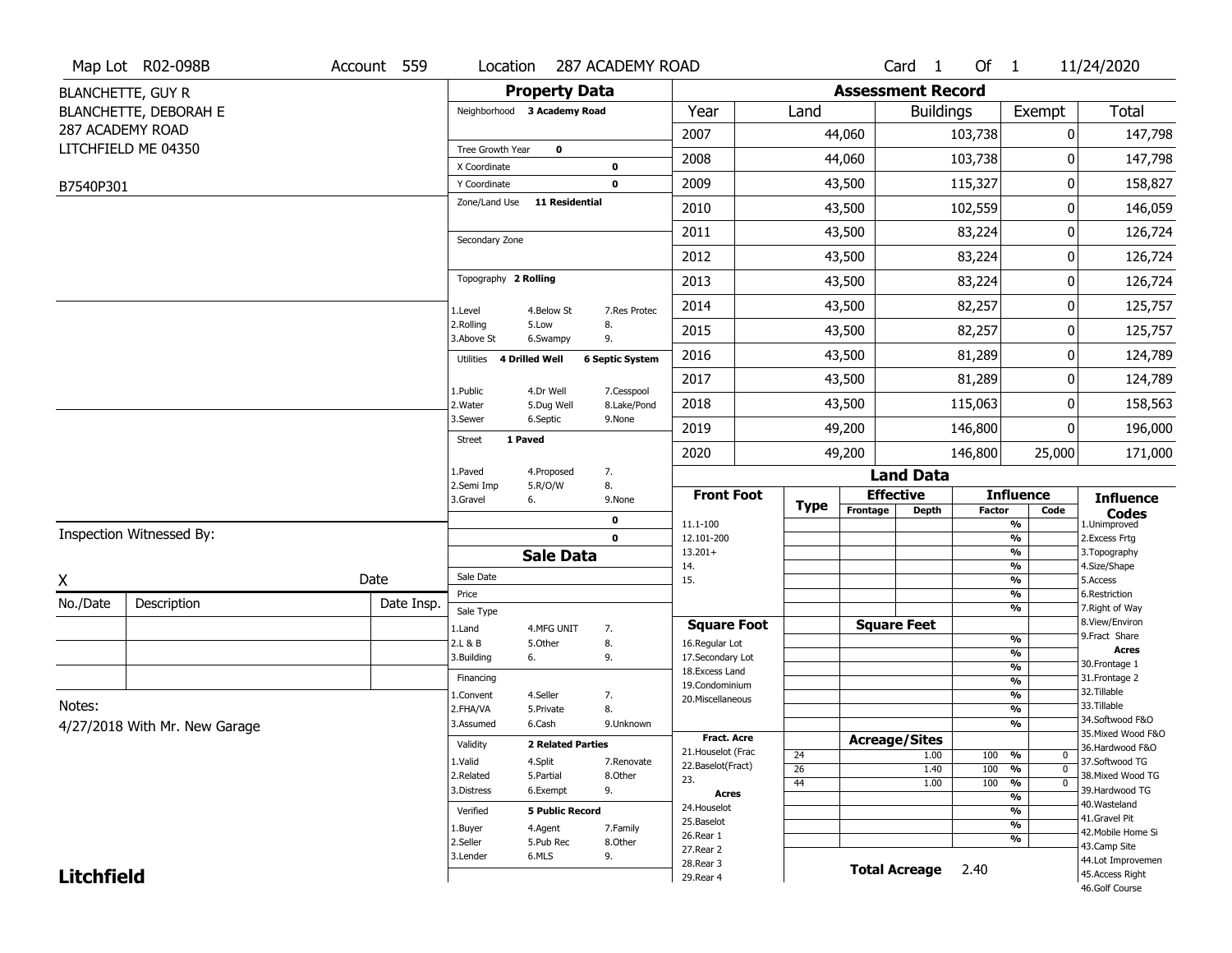Map Lot R02-098B | Account 559 | Location 287 ACADEMY ROAD | Card 1 Of 1 | 11/24/2020

BLANCHETTE, GUY R
BLANCHETTE, DEBORAH E
287 ACADEMY ROAD
LITCHFIELD ME 04350

B7540P301

## Property Data

Neighborhood **3 Academy Road**

Tree Growth Year **0**
X Coordinate **0**
Y Coordinate **0**
Zone/Land Use **11 Residential**

Secondary Zone

Topography **2 Rolling**

1.Level 4.Below St 7.Res Protec
2.Rolling 5.Low 8.
3.Above St 6.Swampy 9.

Utilities **4 Drilled Well** **6 Septic System**

1.Public 4.Dr Well 7.Cesspool
2.Water 5.Dug Well 8.Lake/Pond
3.Sewer 6.Septic 9.None

Street **1 Paved**

1.Paved 4.Proposed 7.
2.Semi Imp 5.R/O/W 8.
3.Gravel 6. 9.None

0
0

## Sale Data

Sale Date
Price
Sale Type
1.Land 4.MFG UNIT 7.
2.L & B 5.Other 8.
3.Building 6. 9.

Financing
1.Convent 4.Seller 7.
2.FHA/VA 5.Private 8.
3.Assumed 6.Cash 9.Unknown

Validity **2 Related Parties**
1.Valid 4.Split 7.Renovate
2.Related 5.Partial 8.Other
3.Distress 6.Exempt 9.

Verified **5 Public Record**
1.Buyer 4.Agent 7.Family
2.Seller 5.Pub Rec 8.Other
3.Lender 6.MLS 9.

## Assessment Record

| Year | Land | Buildings | Exempt | Total |
|---|---|---|---|---|
| 2007 | 44,060 | 103,738 | 0 | 147,798 |
| 2008 | 44,060 | 103,738 | 0 | 147,798 |
| 2009 | 43,500 | 115,327 | 0 | 158,827 |
| 2010 | 43,500 | 102,559 | 0 | 146,059 |
| 2011 | 43,500 | 83,224 | 0 | 126,724 |
| 2012 | 43,500 | 83,224 | 0 | 126,724 |
| 2013 | 43,500 | 83,224 | 0 | 126,724 |
| 2014 | 43,500 | 82,257 | 0 | 125,757 |
| 2015 | 43,500 | 82,257 | 0 | 125,757 |
| 2016 | 43,500 | 81,289 | 0 | 124,789 |
| 2017 | 43,500 | 81,289 | 0 | 124,789 |
| 2018 | 43,500 | 115,063 | 0 | 158,563 |
| 2019 | 49,200 | 146,800 | 0 | 196,000 |
| 2020 | 49,200 | 146,800 | 25,000 | 171,000 |

## Land Data

| Front Foot | Type | Effective Frontage | Effective Depth | Influence Factor | Influence Code |
|---|---|---|---|---|---|
| 11.1-100 | | | | % | |
| 12.101-200 | | | | % | |
| 13.201+ | | | | % | |
| 14. | | | | % | |
| 15. | | | | % | |
| | | | | % | |
| | | | | % | |

| Square Foot | Square Feet | Influence Factor | Influence Code |
|---|---|---|---|
| 16.Regular Lot | | % | |
| 17.Secondary Lot | | % | |
| 18.Excess Land | | % | |
| 19.Condominium | | % | |
| 20.Miscellaneous | | % | |
| | | % | |
| | | % | |

| Fract. Acre / Acres | Type | Acreage/Sites | Influence Factor | Influence Code |
|---|---|---|---|---|
| 21.Houselot (Frac | 24 | 1.00 | 100 % | 0 |
| 22.Baselot(Fract) | 26 | 1.40 | 100 % | 0 |
| 23. | 44 | 1.00 | 100 % | 0 |
| 24.Houselot | | | % | |
| 25.Baselot | | | % | |
| 26.Rear 1 | | | % | |
| 27.Rear 2 | | | % | |
| 28.Rear 3 | | | | |
| 29.Rear 4 | | | | |

**Total Acreage** 2.40

### Influence Codes
1.Unimproved
2.Excess Frtg
3.Topography
4.Size/Shape
5.Access
6.Restriction
7.Right of Way
8.View/Environ
9.Fract Share

**Acres**
30.Frontage 1
31.Frontage 2
32.Tillable
33.Tillable
34.Softwood F&O
35.Mixed Wood F&O
36.Hardwood F&O
37.Softwood TG
38.Mixed Wood TG
39.Hardwood TG
40.Wasteland
41.Gravel Pit
42.Mobile Home Si
43.Camp Site
44.Lot Improvemen
45.Access Right
46.Golf Course

Inspection Witnessed By:

X Date

| No./Date | Description | Date Insp. |
|---|---|---|
| | | |
| | | |
| | | |

Notes:
4/27/2018 With Mr. New Garage

**Litchfield**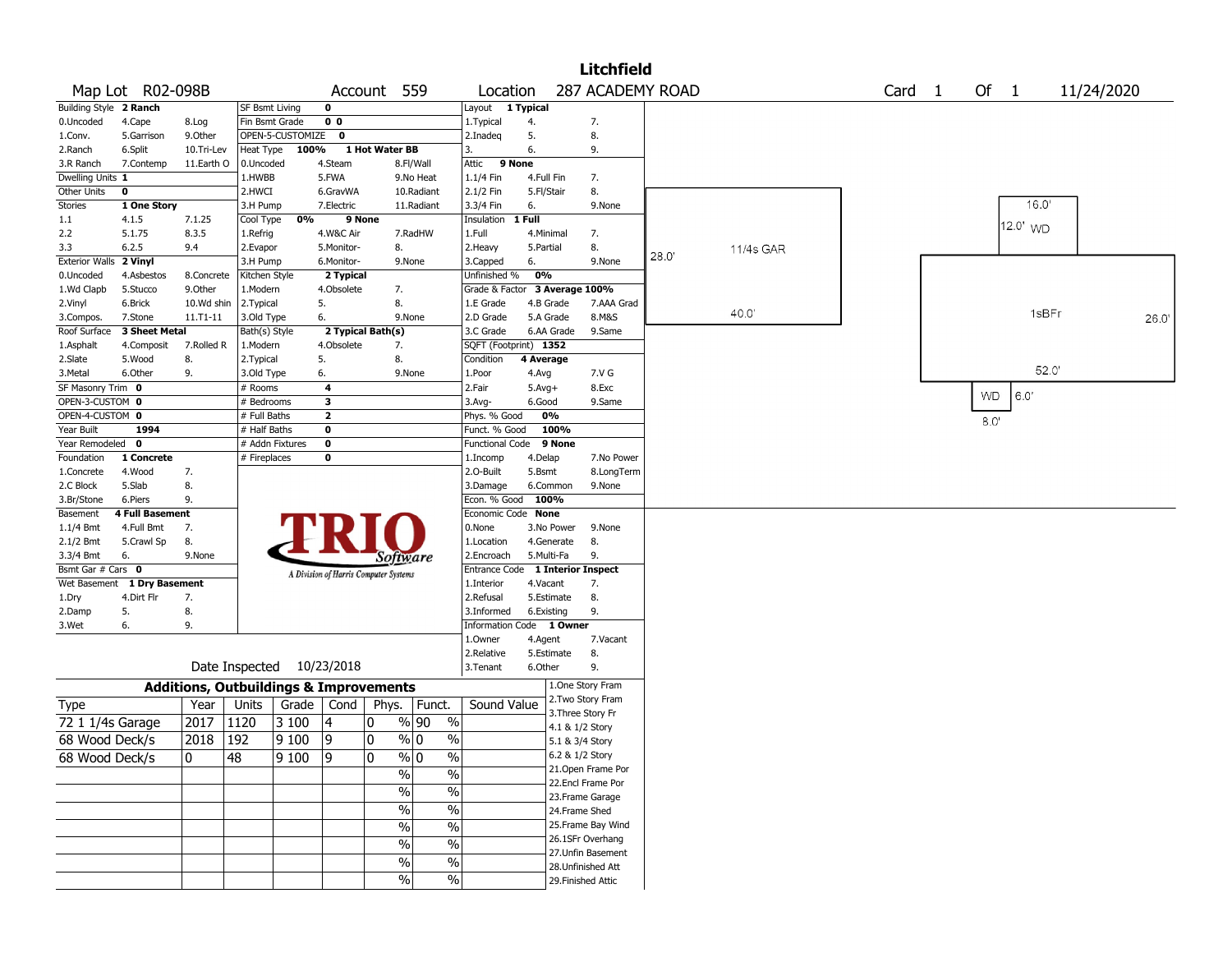# Litchfield

**Map Lot** R02-098B **Account** 559 **Location** 287 ACADEMY ROAD **Card** 1 **Of** 1 11/24/2020

| | | | | | | | | | | |
|---|---|---|---|---|---|---|---|---|---|---|
| Building Style **2 Ranch** | | | SF Bsmt Living **0** | | | | Layout **1 Typical** | | | |
| 0.Uncoded | 4.Cape | 8.Log | Fin Bsmt Grade **0 0** | | | | 1.Typical | 4. | 7. | |
| 1.Conv. | 5.Garrison | 9.Other | OPEN-5-CUSTOMIZE **0** | | | | 2.Inadeq | 5. | 8. | |
| 2.Ranch | 6.Split | 10.Tri-Lev | Heat Type 100% **1 Hot Water BB** | | | | 3. | 6. | 9. | |
| 3.R Ranch | 7.Contemp | 11.Earth O | 0.Uncoded | 4.Steam | 8.Fl/Wall | | Attic **9 None** | | | |
| Dwelling Units **1** | | | 1.HWBB | 5.FWA | 9.No Heat | | 1.1/4 Fin | 4.Full Fin | 7. | |
| Other Units **0** | | | 2.HWCI | 6.GravWA | 10.Radiant | | 2.1/2 Fin | 5.Fl/Stair | 8. | |
| Stories **1 One Story** | | | 3.H Pump | 7.Electric | 11.Radiant | | 3.3/4 Fin | 6. | 9.None | |
| 1.1 | 4.1.5 | 7.1.25 | Cool Type 0% **9 None** | | | | Insulation **1 Full** | | | |
| 2.2 | 5.1.75 | 8.3.5 | 1.Refrig | 4.W&C Air | 7.RadHW | | 1.Full | 4.Minimal | 7. | |
| 3.3 | 6.2.5 | 9.4 | 2.Evapor | 5.Monitor- | 8. | | 2.Heavy | 5.Partial | 8. | |
| Exterior Walls **2 Vinyl** | | | 3.H Pump | 6.Monitor- | 9.None | | 3.Capped | 6. | 9.None | |
| 0.Uncoded | 4.Asbestos | 8.Concrete | Kitchen Style **2 Typical** | | | | Unfinished % **0%** | | | |
| 1.Wd Clapb | 5.Stucco | 9.Other | 1.Modern | 4.Obsolete | 7. | | Grade & Factor **3 Average 100%** | | | |
| 2.Vinyl | 6.Brick | 10.Wd shin | 2.Typical | 5. | 8. | | 1.E Grade | 4.B Grade | 7.AAA Grad | |
| 3.Compos. | 7.Stone | 11.T1-11 | 3.Old Type | 6. | 9.None | | 2.D Grade | 5.A Grade | 8.M&S | |
| Roof Surface **3 Sheet Metal** | | | Bath(s) Style **2 Typical Bath(s)** | | | | 3.C Grade | 6.AA Grade | 9.Same | |
| 1.Asphalt | 4.Composit | 7.Rolled R | 1.Modern | 4.Obsolete | 7. | | SQFT (Footprint) **1352** | | | |
| 2.Slate | 5.Wood | 8. | 2.Typical | 5. | 8. | | Condition **4 Average** | | | |
| 3.Metal | 6.Other | 9. | 3.Old Type | 6. | 9.None | | 1.Poor | 4.Avg | 7.V G | |
| SF Masonry Trim **0** | | | # Rooms **4** | | | | 2.Fair | 5.Avg+ | 8.Exc | |
| OPEN-3-CUSTOM **0** | | | # Bedrooms **3** | | | | 3.Avg- | 6.Good | 9.Same | |
| OPEN-4-CUSTOM **0** | | | # Full Baths **2** | | | | Phys. % Good **0%** | | | |
| Year Built **1994** | | | # Half Baths **0** | | | | Funct. % Good **100%** | | | |
| Year Remodeled **0** | | | # Addn Fixtures **0** | | | | Functional Code **9 None** | | | |
| Foundation **1 Concrete** | | | # Fireplaces **0** | | | | 1.Incomp | 4.Delap | 7.No Power | |
| 1.Concrete | 4.Wood | 7. | | | | | 2.O-Built | 5.Bsmt | 8.LongTerm | |
| 2.C Block | 5.Slab | 8. | | | | | 3.Damage | 6.Common | 9.None | |
| 3.Br/Stone | 6.Piers | 9. | | | | | Econ. % Good **100%** | | | |
| Basement **4 Full Basement** | | | | | | | Economic Code **None** | | | |
| 1.1/4 Bmt | 4.Full Bmt | 7. | | | | | 0.None | 3.No Power | 9.None | |
| 2.1/2 Bmt | 5.Crawl Sp | 8. | | | | | 1.Location | 4.Generate | 8. | |
| 3.3/4 Bmt | 6. | 9.None | | | | | 2.Encroach | 5.Multi-Fa | 9. | |
| Bsmt Gar # Cars **0** | | | | | | | Entrance Code **1 Interior Inspect** | | | |
| Wet Basement **1 Dry Basement** | | | | | | | 1.Interior | 4.Vacant | 7. | |
| 1.Dry | 4.Dirt Flr | 7. | | | | | 2.Refusal | 5.Estimate | 8. | |
| 2.Damp | 5. | 8. | | | | | 3.Informed | 6.Existing | 9. | |
| 3.Wet | 6. | 9. | | | | | Information Code **1 Owner** | | | |
| | | | | | | | 1.Owner | 4.Agent | 7.Vacant | |
| | | | | | | | 2.Relative | 5.Estimate | 8. | |
| | | | | | | | 3.Tenant | 6.Other | 9. | |

TRIO Software — A Division of Harris Computer Systems

Date Inspected 10/23/2018

## Additions, Outbuildings & Improvements

| Type | Year | Units | Grade | Cond | Phys. | Funct. | Sound Value |
|---|---|---|---|---|---|---|---|
| 72 1 1/4s Garage | 2017 | 1120 | 3 100 | 4 | 0 % | 90 % | |
| 68 Wood Deck/s | 2018 | 192 | 9 100 | 9 | 0 % | 0 % | |
| 68 Wood Deck/s | 0 | 48 | 9 100 | 9 | 0 % | 0 % | |
| | | | | | % | % | |
| | | | | | % | % | |
| | | | | | % | % | |
| | | | | | % | % | |
| | | | | | % | % | |
| | | | | | % | % | |
| | | | | | % | % | |

1.One Story Fram
2.Two Story Fram
3.Three Story Fr
4.1 & 1/2 Story
5.1 & 3/4 Story
6.2 & 1/2 Story
21.Open Frame Por
22.Encl Frame Por
23.Frame Garage
24.Frame Shed
25.Frame Bay Wind
26.1SFr Overhang
27.Unfin Basement
28.Unfinished Att
29.Finished Attic

11/4s GAR
28.0'
40.0'
16.0'
12.0' WD
1sBFr
26.0'
52.0'
WD
6.0'
8.0'